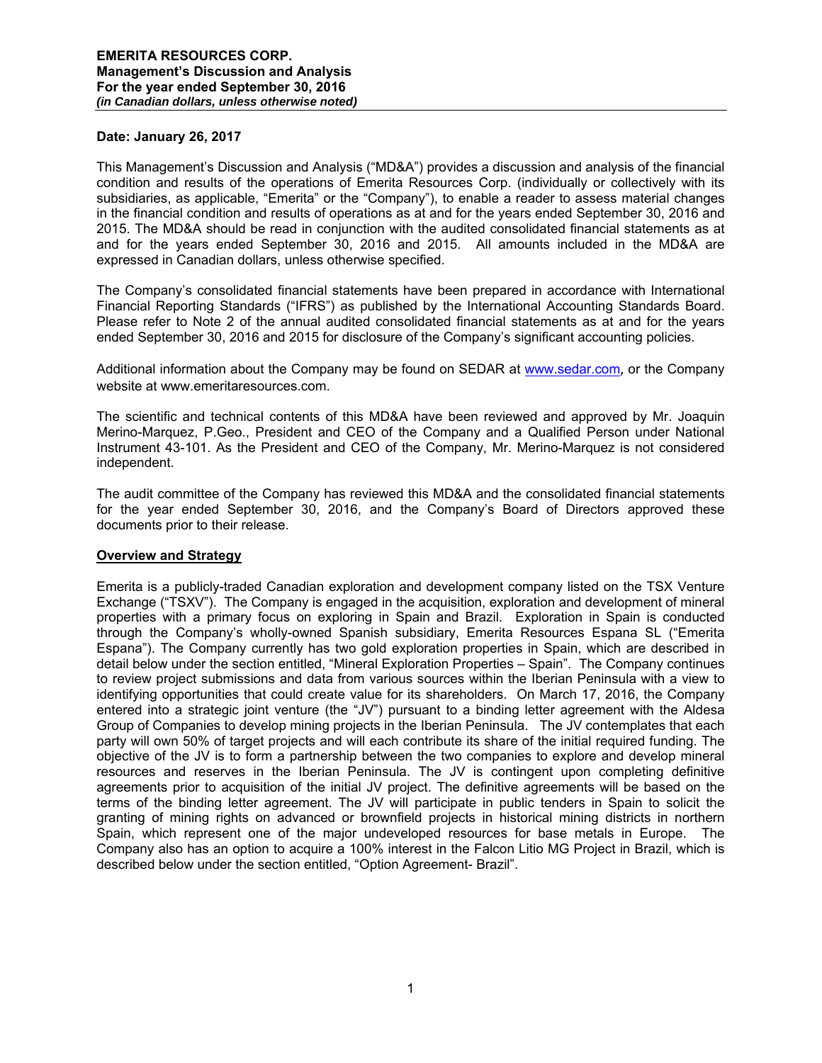**Date: January 26, 2017**

This Management's Discussion and Analysis ("MD&A") provides a discussion and analysis of the financial condition and results of the operations of Emerita Resources Corp. (individually or collectively with its subsidiaries, as applicable, "Emerita" or the "Company"), to enable a reader to assess material changes in the financial condition and results of operations as at and for the years ended September 30, 2016 and 2015. The MD&A should be read in conjunction with the audited consolidated financial statements as at and for the years ended September 30, 2016 and 2015. All amounts included in the MD&A are expressed in Canadian dollars, unless otherwise specified.

The Company's consolidated financial statements have been prepared in accordance with International Financial Reporting Standards ("IFRS") as published by the International Accounting Standards Board. Please refer to Note 2 of the annual audited consolidated financial statements as at and for the years ended September 30, 2016 and 2015 for disclosure of the Company's significant accounting policies.

Additional information about the Company may be found on SEDAR at www.sedar.com, or the Company website at www.emeritaresources.com.

The scientific and technical contents of this MD&A have been reviewed and approved by Mr. Joaquin Merino-Marquez, P.Geo., President and CEO of the Company and a Qualified Person under National Instrument 43-101. As the President and CEO of the Company, Mr. Merino-Marquez is not considered independent.

The audit committee of the Company has reviewed this MD&A and the consolidated financial statements for the year ended September 30, 2016, and the Company's Board of Directors approved these documents prior to their release.

## Overview and Strategy

Emerita is a publicly-traded Canadian exploration and development company listed on the TSX Venture Exchange ("TSXV"). The Company is engaged in the acquisition, exploration and development of mineral properties with a primary focus on exploring in Spain and Brazil. Exploration in Spain is conducted through the Company's wholly-owned Spanish subsidiary, Emerita Resources Espana SL ("Emerita Espana"). The Company currently has two gold exploration properties in Spain, which are described in detail below under the section entitled, "Mineral Exploration Properties – Spain". The Company continues to review project submissions and data from various sources within the Iberian Peninsula with a view to identifying opportunities that could create value for its shareholders. On March 17, 2016, the Company entered into a strategic joint venture (the "JV") pursuant to a binding letter agreement with the Aldesa Group of Companies to develop mining projects in the Iberian Peninsula. The JV contemplates that each party will own 50% of target projects and will each contribute its share of the initial required funding. The objective of the JV is to form a partnership between the two companies to explore and develop mineral resources and reserves in the Iberian Peninsula. The JV is contingent upon completing definitive agreements prior to acquisition of the initial JV project. The definitive agreements will be based on the terms of the binding letter agreement. The JV will participate in public tenders in Spain to solicit the granting of mining rights on advanced or brownfield projects in historical mining districts in northern Spain, which represent one of the major undeveloped resources for base metals in Europe. The Company also has an option to acquire a 100% interest in the Falcon Litio MG Project in Brazil, which is described below under the section entitled, "Option Agreement- Brazil".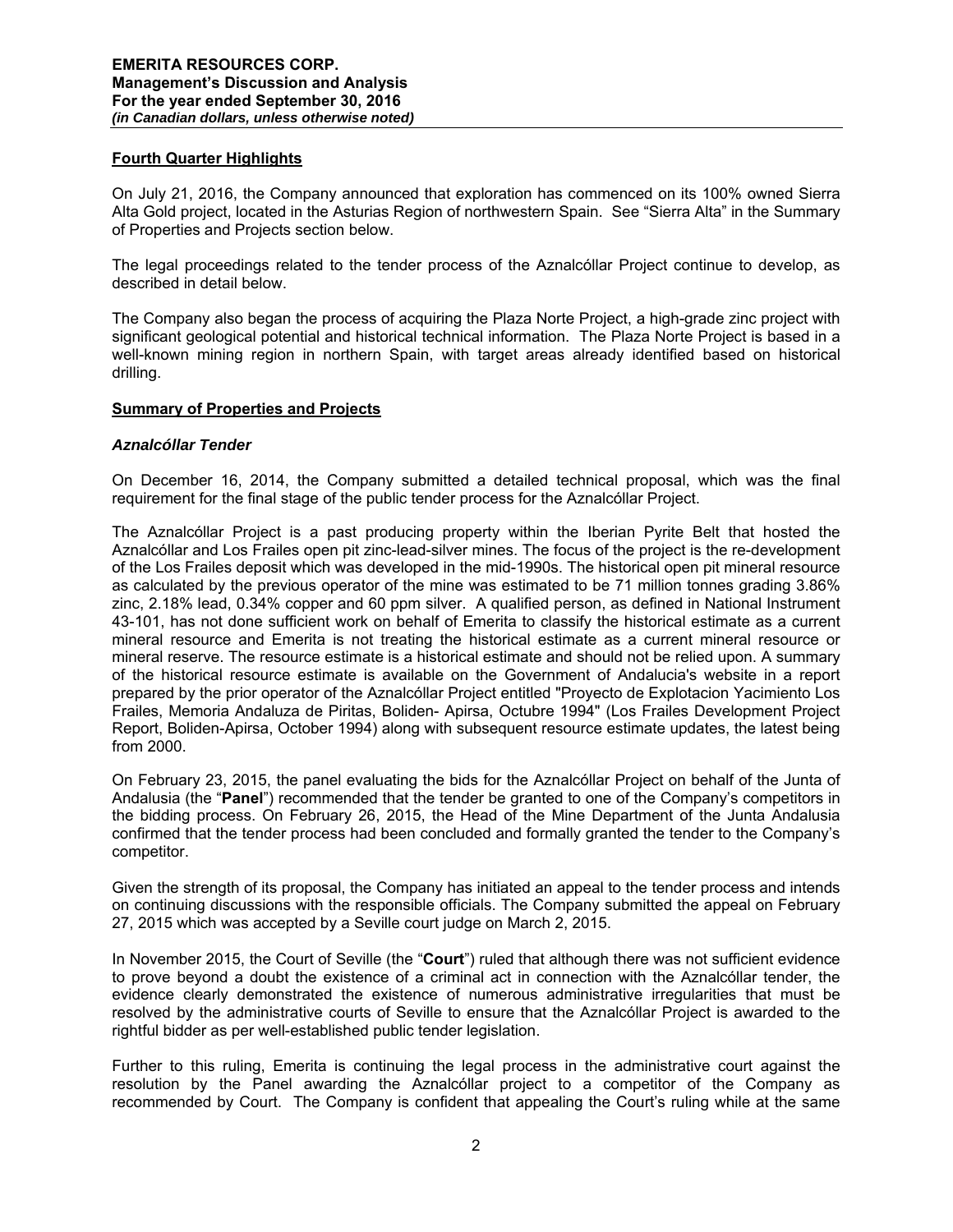## Fourth Quarter Highlights

On July 21, 2016, the Company announced that exploration has commenced on its 100% owned Sierra Alta Gold project, located in the Asturias Region of northwestern Spain. See "Sierra Alta" in the Summary of Properties and Projects section below.

The legal proceedings related to the tender process of the Aznalcóllar Project continue to develop, as described in detail below.

The Company also began the process of acquiring the Plaza Norte Project, a high-grade zinc project with significant geological potential and historical technical information. The Plaza Norte Project is based in a well-known mining region in northern Spain, with target areas already identified based on historical drilling.

## Summary of Properties and Projects

### *Aznalcóllar Tender*

On December 16, 2014, the Company submitted a detailed technical proposal, which was the final requirement for the final stage of the public tender process for the Aznalcóllar Project.

The Aznalcóllar Project is a past producing property within the Iberian Pyrite Belt that hosted the Aznalcóllar and Los Frailes open pit zinc-lead-silver mines. The focus of the project is the re-development of the Los Frailes deposit which was developed in the mid-1990s. The historical open pit mineral resource as calculated by the previous operator of the mine was estimated to be 71 million tonnes grading 3.86% zinc, 2.18% lead, 0.34% copper and 60 ppm silver. A qualified person, as defined in National Instrument 43-101, has not done sufficient work on behalf of Emerita to classify the historical estimate as a current mineral resource and Emerita is not treating the historical estimate as a current mineral resource or mineral reserve. The resource estimate is a historical estimate and should not be relied upon. A summary of the historical resource estimate is available on the Government of Andalucia's website in a report prepared by the prior operator of the Aznalcóllar Project entitled "Proyecto de Explotacion Yacimiento Los Frailes, Memoria Andaluza de Piritas, Boliden- Apirsa, Octubre 1994" (Los Frailes Development Project Report, Boliden-Apirsa, October 1994) along with subsequent resource estimate updates, the latest being from 2000.

On February 23, 2015, the panel evaluating the bids for the Aznalcóllar Project on behalf of the Junta of Andalusia (the "**Panel**") recommended that the tender be granted to one of the Company's competitors in the bidding process. On February 26, 2015, the Head of the Mine Department of the Junta Andalusia confirmed that the tender process had been concluded and formally granted the tender to the Company's competitor.

Given the strength of its proposal, the Company has initiated an appeal to the tender process and intends on continuing discussions with the responsible officials. The Company submitted the appeal on February 27, 2015 which was accepted by a Seville court judge on March 2, 2015.

In November 2015, the Court of Seville (the "**Court**") ruled that although there was not sufficient evidence to prove beyond a doubt the existence of a criminal act in connection with the Aznalcóllar tender, the evidence clearly demonstrated the existence of numerous administrative irregularities that must be resolved by the administrative courts of Seville to ensure that the Aznalcóllar Project is awarded to the rightful bidder as per well-established public tender legislation.

Further to this ruling, Emerita is continuing the legal process in the administrative court against the resolution by the Panel awarding the Aznalcóllar project to a competitor of the Company as recommended by Court. The Company is confident that appealing the Court's ruling while at the same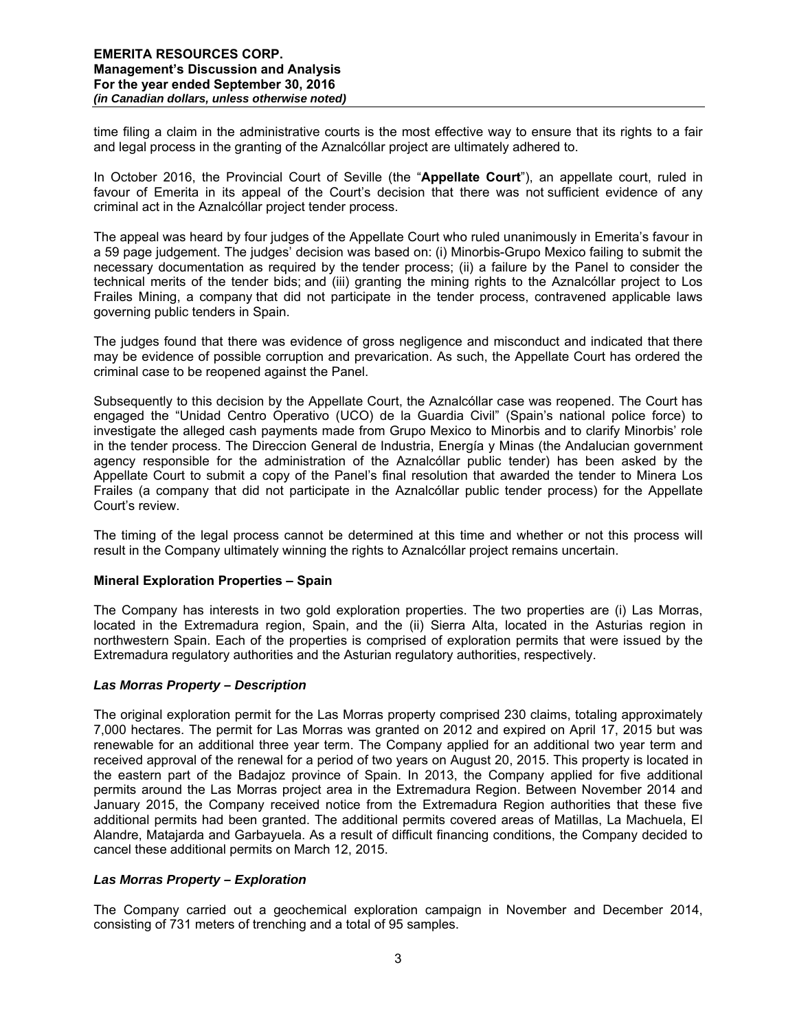time filing a claim in the administrative courts is the most effective way to ensure that its rights to a fair and legal process in the granting of the Aznalcóllar project are ultimately adhered to.

In October 2016, the Provincial Court of Seville (the "**Appellate Court**"), an appellate court, ruled in favour of Emerita in its appeal of the Court's decision that there was not sufficient evidence of any criminal act in the Aznalcóllar project tender process.

The appeal was heard by four judges of the Appellate Court who ruled unanimously in Emerita's favour in a 59 page judgement. The judges' decision was based on: (i) Minorbis-Grupo Mexico failing to submit the necessary documentation as required by the tender process; (ii) a failure by the Panel to consider the technical merits of the tender bids; and (iii) granting the mining rights to the Aznalcóllar project to Los Frailes Mining, a company that did not participate in the tender process, contravened applicable laws governing public tenders in Spain.

The judges found that there was evidence of gross negligence and misconduct and indicated that there may be evidence of possible corruption and prevarication. As such, the Appellate Court has ordered the criminal case to be reopened against the Panel.

Subsequently to this decision by the Appellate Court, the Aznalcóllar case was reopened. The Court has engaged the "Unidad Centro Operativo (UCO) de la Guardia Civil" (Spain's national police force) to investigate the alleged cash payments made from Grupo Mexico to Minorbis and to clarify Minorbis' role in the tender process. The Direccion General de Industria, Energía y Minas (the Andalucian government agency responsible for the administration of the Aznalcóllar public tender) has been asked by the Appellate Court to submit a copy of the Panel's final resolution that awarded the tender to Minera Los Frailes (a company that did not participate in the Aznalcóllar public tender process) for the Appellate Court's review.

The timing of the legal process cannot be determined at this time and whether or not this process will result in the Company ultimately winning the rights to Aznalcóllar project remains uncertain.

**Mineral Exploration Properties – Spain**

The Company has interests in two gold exploration properties. The two properties are (i) Las Morras, located in the Extremadura region, Spain, and the (ii) Sierra Alta, located in the Asturias region in northwestern Spain. Each of the properties is comprised of exploration permits that were issued by the Extremadura regulatory authorities and the Asturian regulatory authorities, respectively.

***Las Morras Property – Description***

The original exploration permit for the Las Morras property comprised 230 claims, totaling approximately 7,000 hectares. The permit for Las Morras was granted on 2012 and expired on April 17, 2015 but was renewable for an additional three year term. The Company applied for an additional two year term and received approval of the renewal for a period of two years on August 20, 2015. This property is located in the eastern part of the Badajoz province of Spain. In 2013, the Company applied for five additional permits around the Las Morras project area in the Extremadura Region. Between November 2014 and January 2015, the Company received notice from the Extremadura Region authorities that these five additional permits had been granted. The additional permits covered areas of Matillas, La Machuela, El Alandre, Matajarda and Garbayuela. As a result of difficult financing conditions, the Company decided to cancel these additional permits on March 12, 2015.

***Las Morras Property – Exploration***

The Company carried out a geochemical exploration campaign in November and December 2014, consisting of 731 meters of trenching and a total of 95 samples.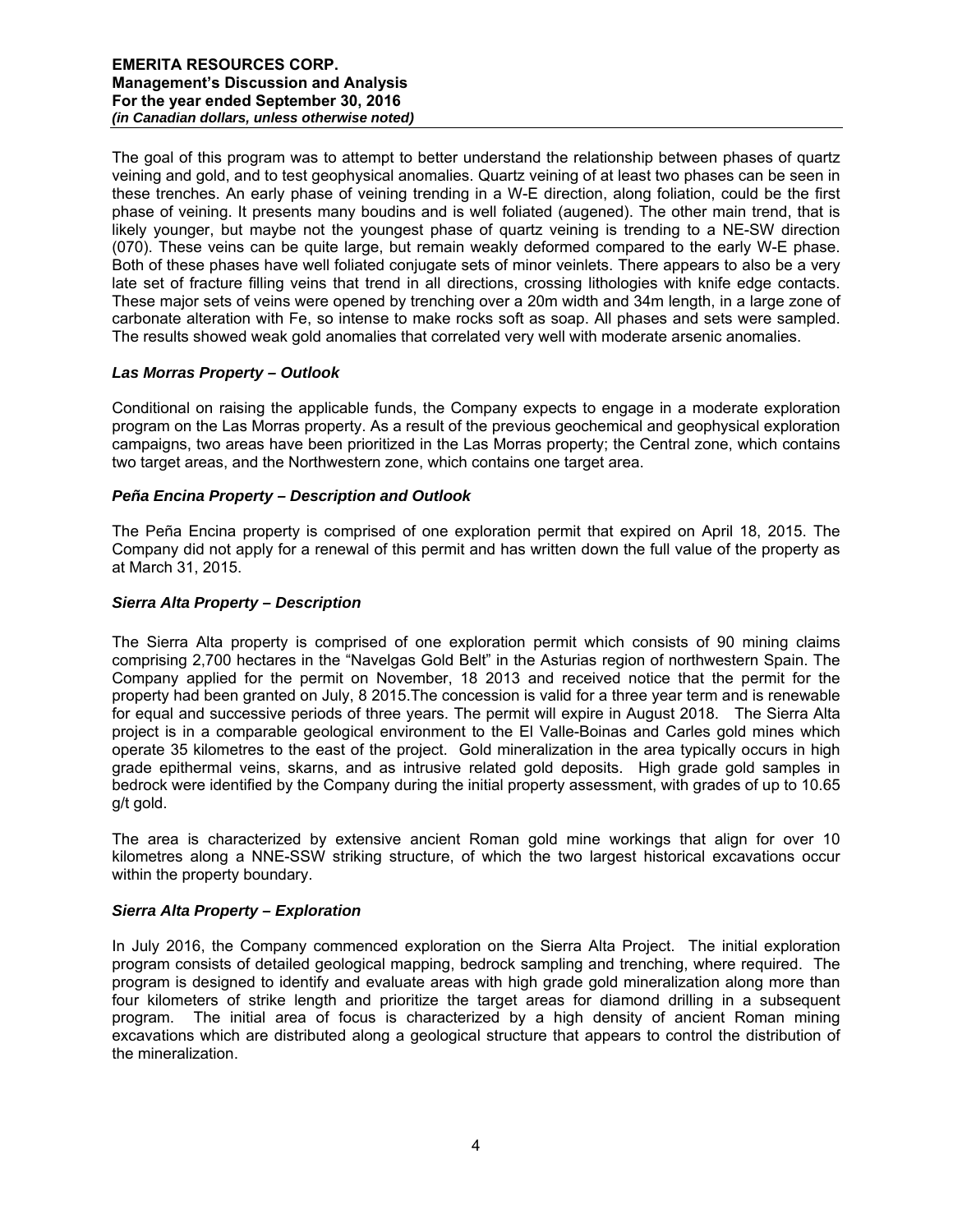The goal of this program was to attempt to better understand the relationship between phases of quartz veining and gold, and to test geophysical anomalies. Quartz veining of at least two phases can be seen in these trenches. An early phase of veining trending in a W-E direction, along foliation, could be the first phase of veining. It presents many boudins and is well foliated (augened). The other main trend, that is likely younger, but maybe not the youngest phase of quartz veining is trending to a NE-SW direction (070). These veins can be quite large, but remain weakly deformed compared to the early W-E phase. Both of these phases have well foliated conjugate sets of minor veinlets. There appears to also be a very late set of fracture filling veins that trend in all directions, crossing lithologies with knife edge contacts. These major sets of veins were opened by trenching over a 20m width and 34m length, in a large zone of carbonate alteration with Fe, so intense to make rocks soft as soap. All phases and sets were sampled. The results showed weak gold anomalies that correlated very well with moderate arsenic anomalies.

### *Las Morras Property – Outlook*

Conditional on raising the applicable funds, the Company expects to engage in a moderate exploration program on the Las Morras property. As a result of the previous geochemical and geophysical exploration campaigns, two areas have been prioritized in the Las Morras property; the Central zone, which contains two target areas, and the Northwestern zone, which contains one target area.

### *Peña Encina Property – Description and Outlook*

The Peña Encina property is comprised of one exploration permit that expired on April 18, 2015. The Company did not apply for a renewal of this permit and has written down the full value of the property as at March 31, 2015.

### *Sierra Alta Property – Description*

The Sierra Alta property is comprised of one exploration permit which consists of 90 mining claims comprising 2,700 hectares in the "Navelgas Gold Belt" in the Asturias region of northwestern Spain. The Company applied for the permit on November, 18 2013 and received notice that the permit for the property had been granted on July, 8 2015.The concession is valid for a three year term and is renewable for equal and successive periods of three years. The permit will expire in August 2018. The Sierra Alta project is in a comparable geological environment to the El Valle-Boinas and Carles gold mines which operate 35 kilometres to the east of the project. Gold mineralization in the area typically occurs in high grade epithermal veins, skarns, and as intrusive related gold deposits. High grade gold samples in bedrock were identified by the Company during the initial property assessment, with grades of up to 10.65 g/t gold.

The area is characterized by extensive ancient Roman gold mine workings that align for over 10 kilometres along a NNE-SSW striking structure, of which the two largest historical excavations occur within the property boundary.

### *Sierra Alta Property – Exploration*

In July 2016, the Company commenced exploration on the Sierra Alta Project. The initial exploration program consists of detailed geological mapping, bedrock sampling and trenching, where required. The program is designed to identify and evaluate areas with high grade gold mineralization along more than four kilometers of strike length and prioritize the target areas for diamond drilling in a subsequent program. The initial area of focus is characterized by a high density of ancient Roman mining excavations which are distributed along a geological structure that appears to control the distribution of the mineralization.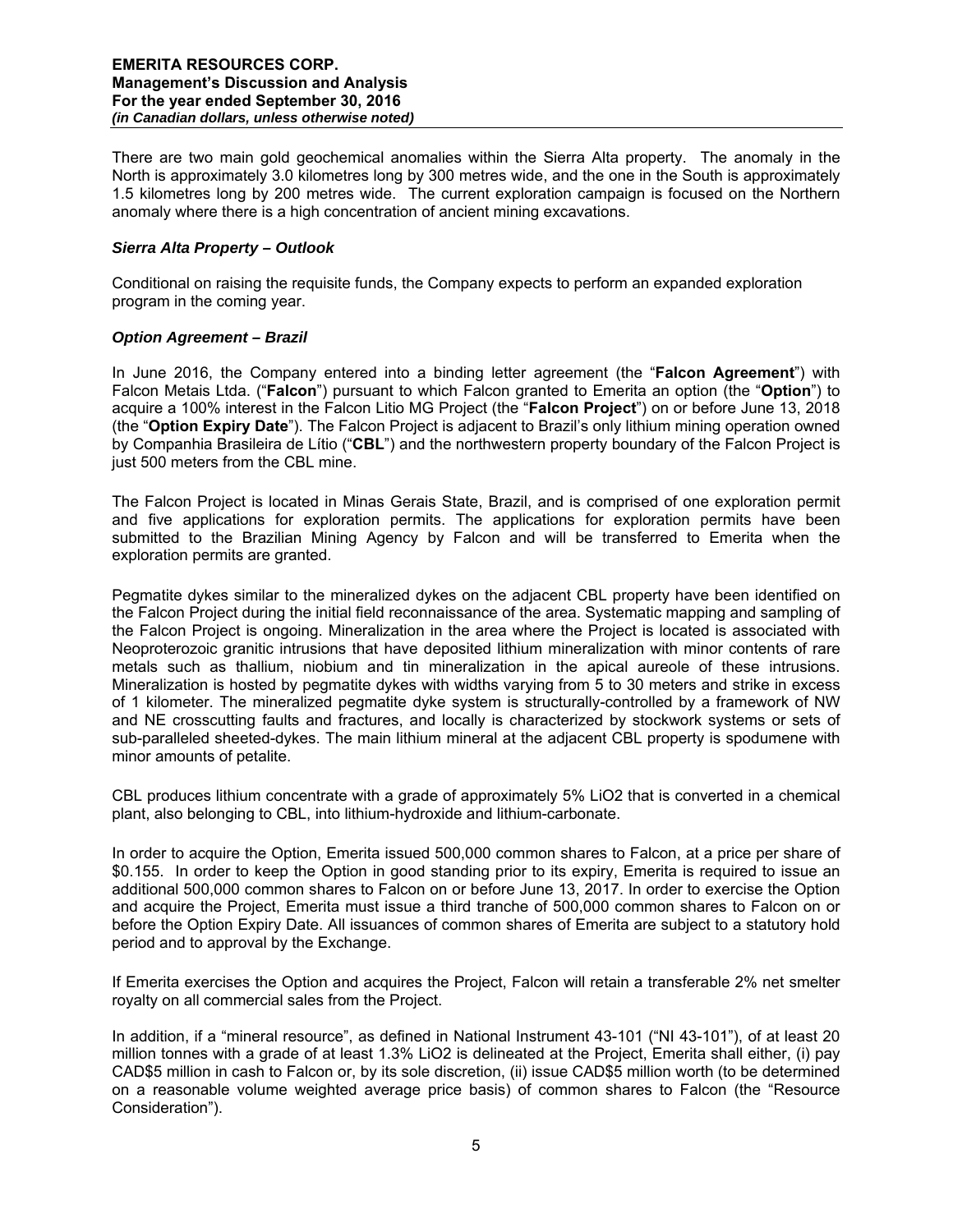There are two main gold geochemical anomalies within the Sierra Alta property. The anomaly in the North is approximately 3.0 kilometres long by 300 metres wide, and the one in the South is approximately 1.5 kilometres long by 200 metres wide. The current exploration campaign is focused on the Northern anomaly where there is a high concentration of ancient mining excavations.

### *Sierra Alta Property – Outlook*

Conditional on raising the requisite funds, the Company expects to perform an expanded exploration program in the coming year.

### *Option Agreement – Brazil*

In June 2016, the Company entered into a binding letter agreement (the "**Falcon Agreement**") with Falcon Metais Ltda. ("**Falcon**") pursuant to which Falcon granted to Emerita an option (the "**Option**") to acquire a 100% interest in the Falcon Litio MG Project (the "**Falcon Project**") on or before June 13, 2018 (the "**Option Expiry Date**"). The Falcon Project is adjacent to Brazil's only lithium mining operation owned by Companhia Brasileira de Lítio ("**CBL**") and the northwestern property boundary of the Falcon Project is just 500 meters from the CBL mine.

The Falcon Project is located in Minas Gerais State, Brazil, and is comprised of one exploration permit and five applications for exploration permits. The applications for exploration permits have been submitted to the Brazilian Mining Agency by Falcon and will be transferred to Emerita when the exploration permits are granted.

Pegmatite dykes similar to the mineralized dykes on the adjacent CBL property have been identified on the Falcon Project during the initial field reconnaissance of the area. Systematic mapping and sampling of the Falcon Project is ongoing. Mineralization in the area where the Project is located is associated with Neoproterozoic granitic intrusions that have deposited lithium mineralization with minor contents of rare metals such as thallium, niobium and tin mineralization in the apical aureole of these intrusions. Mineralization is hosted by pegmatite dykes with widths varying from 5 to 30 meters and strike in excess of 1 kilometer. The mineralized pegmatite dyke system is structurally-controlled by a framework of NW and NE crosscutting faults and fractures, and locally is characterized by stockwork systems or sets of sub-paralleled sheeted-dykes. The main lithium mineral at the adjacent CBL property is spodumene with minor amounts of petalite.

CBL produces lithium concentrate with a grade of approximately 5% LiO2 that is converted in a chemical plant, also belonging to CBL, into lithium-hydroxide and lithium-carbonate.

In order to acquire the Option, Emerita issued 500,000 common shares to Falcon, at a price per share of $0.155. In order to keep the Option in good standing prior to its expiry, Emerita is required to issue an additional 500,000 common shares to Falcon on or before June 13, 2017. In order to exercise the Option and acquire the Project, Emerita must issue a third tranche of 500,000 common shares to Falcon on or before the Option Expiry Date. All issuances of common shares of Emerita are subject to a statutory hold period and to approval by the Exchange.

If Emerita exercises the Option and acquires the Project, Falcon will retain a transferable 2% net smelter royalty on all commercial sales from the Project.

In addition, if a "mineral resource", as defined in National Instrument 43-101 ("NI 43-101"), of at least 20 million tonnes with a grade of at least 1.3% LiO2 is delineated at the Project, Emerita shall either, (i) pay CAD$5 million in cash to Falcon or, by its sole discretion, (ii) issue CAD$5 million worth (to be determined on a reasonable volume weighted average price basis) of common shares to Falcon (the "Resource Consideration").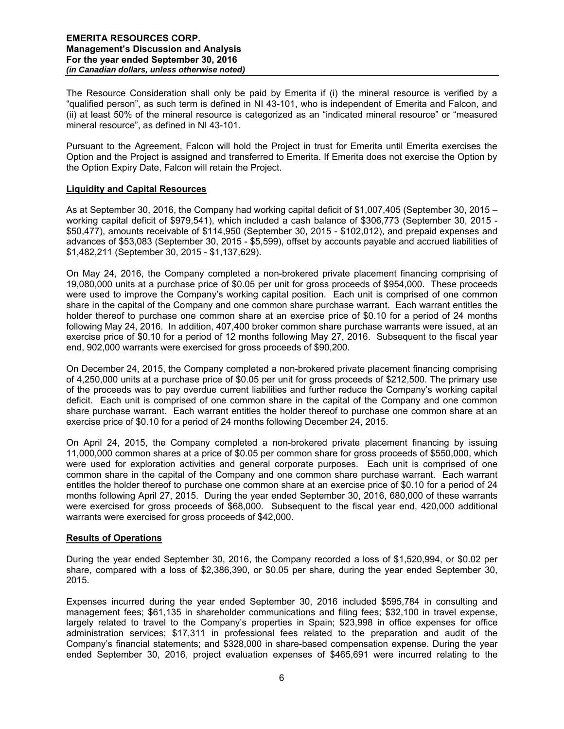The Resource Consideration shall only be paid by Emerita if (i) the mineral resource is verified by a "qualified person", as such term is defined in NI 43-101, who is independent of Emerita and Falcon, and (ii) at least 50% of the mineral resource is categorized as an "indicated mineral resource" or "measured mineral resource", as defined in NI 43-101.

Pursuant to the Agreement, Falcon will hold the Project in trust for Emerita until Emerita exercises the Option and the Project is assigned and transferred to Emerita. If Emerita does not exercise the Option by the Option Expiry Date, Falcon will retain the Project.

## Liquidity and Capital Resources

As at September 30, 2016, the Company had working capital deficit of $1,007,405 (September 30, 2015 – working capital deficit of $979,541), which included a cash balance of $306,773 (September 30, 2015 - $50,477), amounts receivable of $114,950 (September 30, 2015 - $102,012), and prepaid expenses and advances of $53,083 (September 30, 2015 - $5,599), offset by accounts payable and accrued liabilities of $1,482,211 (September 30, 2015 - $1,137,629).

On May 24, 2016, the Company completed a non-brokered private placement financing comprising of 19,080,000 units at a purchase price of $0.05 per unit for gross proceeds of $954,000. These proceeds were used to improve the Company's working capital position. Each unit is comprised of one common share in the capital of the Company and one common share purchase warrant. Each warrant entitles the holder thereof to purchase one common share at an exercise price of $0.10 for a period of 24 months following May 24, 2016. In addition, 407,400 broker common share purchase warrants were issued, at an exercise price of $0.10 for a period of 12 months following May 27, 2016. Subsequent to the fiscal year end, 902,000 warrants were exercised for gross proceeds of $90,200.

On December 24, 2015, the Company completed a non-brokered private placement financing comprising of 4,250,000 units at a purchase price of $0.05 per unit for gross proceeds of $212,500. The primary use of the proceeds was to pay overdue current liabilities and further reduce the Company's working capital deficit. Each unit is comprised of one common share in the capital of the Company and one common share purchase warrant. Each warrant entitles the holder thereof to purchase one common share at an exercise price of $0.10 for a period of 24 months following December 24, 2015.

On April 24, 2015, the Company completed a non-brokered private placement financing by issuing 11,000,000 common shares at a price of $0.05 per common share for gross proceeds of $550,000, which were used for exploration activities and general corporate purposes. Each unit is comprised of one common share in the capital of the Company and one common share purchase warrant. Each warrant entitles the holder thereof to purchase one common share at an exercise price of $0.10 for a period of 24 months following April 27, 2015. During the year ended September 30, 2016, 680,000 of these warrants were exercised for gross proceeds of $68,000. Subsequent to the fiscal year end, 420,000 additional warrants were exercised for gross proceeds of $42,000.

## Results of Operations

During the year ended September 30, 2016, the Company recorded a loss of $1,520,994, or $0.02 per share, compared with a loss of $2,386,390, or $0.05 per share, during the year ended September 30, 2015.

Expenses incurred during the year ended September 30, 2016 included $595,784 in consulting and management fees; $61,135 in shareholder communications and filing fees; $32,100 in travel expense, largely related to travel to the Company's properties in Spain; $23,998 in office expenses for office administration services; $17,311 in professional fees related to the preparation and audit of the Company's financial statements; and $328,000 in share-based compensation expense. During the year ended September 30, 2016, project evaluation expenses of $465,691 were incurred relating to the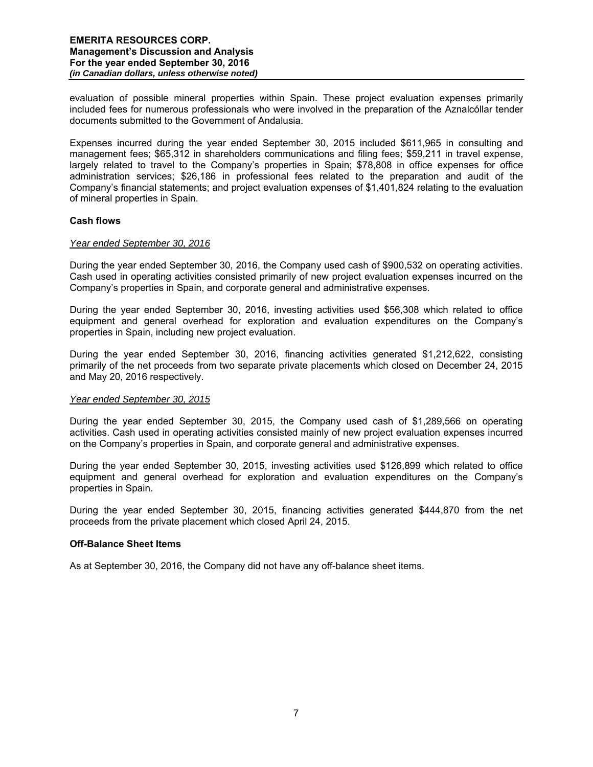evaluation of possible mineral properties within Spain. These project evaluation expenses primarily included fees for numerous professionals who were involved in the preparation of the Aznalcóllar tender documents submitted to the Government of Andalusia.

Expenses incurred during the year ended September 30, 2015 included $611,965 in consulting and management fees; $65,312 in shareholders communications and filing fees; $59,211 in travel expense, largely related to travel to the Company's properties in Spain; $78,808 in office expenses for office administration services; $26,186 in professional fees related to the preparation and audit of the Company's financial statements; and project evaluation expenses of $1,401,824 relating to the evaluation of mineral properties in Spain.

### Cash flows

*Year ended September 30, 2016*

During the year ended September 30, 2016, the Company used cash of $900,532 on operating activities. Cash used in operating activities consisted primarily of new project evaluation expenses incurred on the Company's properties in Spain, and corporate general and administrative expenses.

During the year ended September 30, 2016, investing activities used $56,308 which related to office equipment and general overhead for exploration and evaluation expenditures on the Company's properties in Spain, including new project evaluation.

During the year ended September 30, 2016, financing activities generated $1,212,622, consisting primarily of the net proceeds from two separate private placements which closed on December 24, 2015 and May 20, 2016 respectively.

*Year ended September 30, 2015*

During the year ended September 30, 2015, the Company used cash of $1,289,566 on operating activities. Cash used in operating activities consisted mainly of new project evaluation expenses incurred on the Company's properties in Spain, and corporate general and administrative expenses.

During the year ended September 30, 2015, investing activities used $126,899 which related to office equipment and general overhead for exploration and evaluation expenditures on the Company's properties in Spain.

During the year ended September 30, 2015, financing activities generated $444,870 from the net proceeds from the private placement which closed April 24, 2015.

### Off-Balance Sheet Items

As at September 30, 2016, the Company did not have any off-balance sheet items.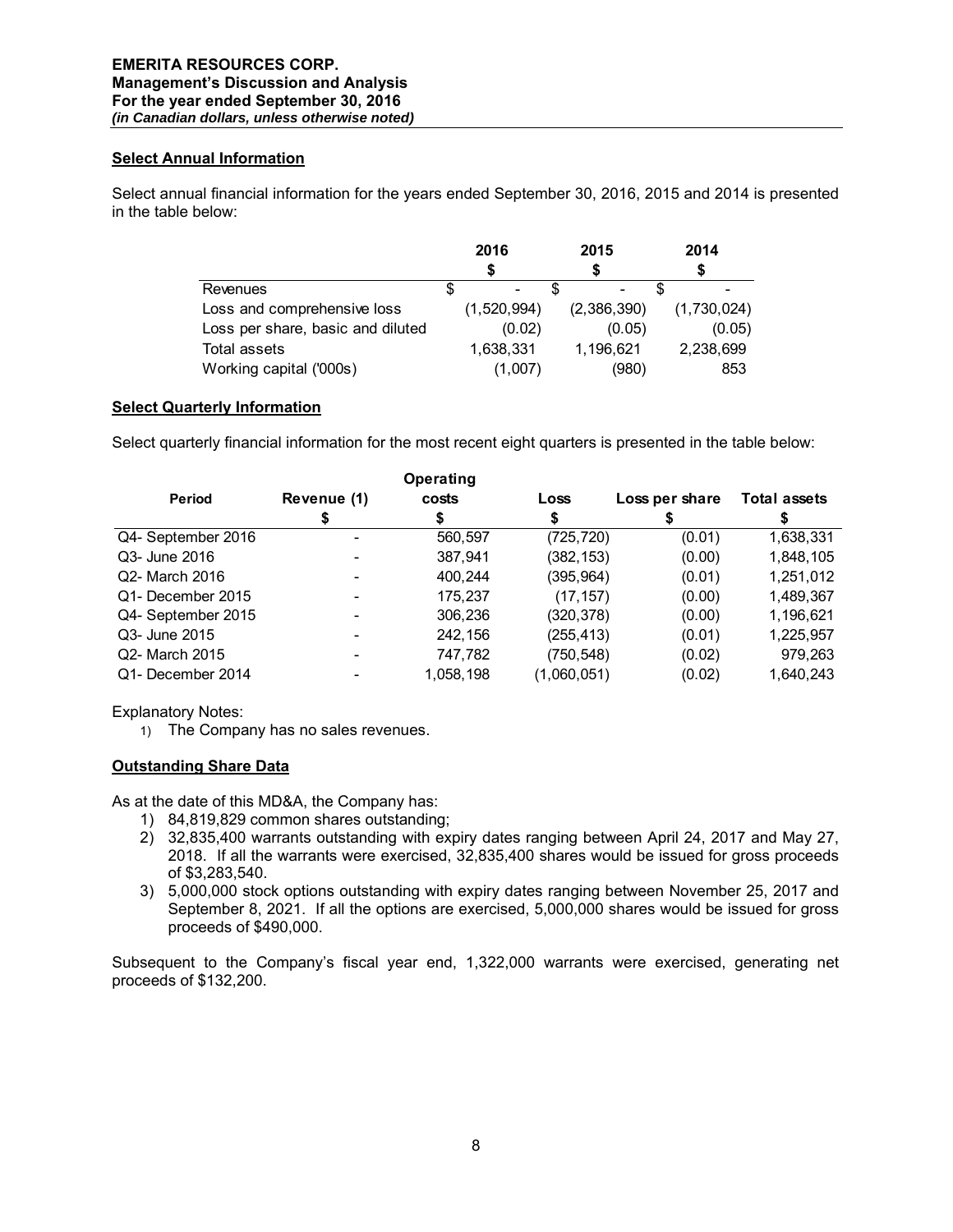## Select Annual Information

Select annual financial information for the years ended September 30, 2016, 2015 and 2014 is presented in the table below:

| | 2016 | 2015 | 2014 |
|---|---|---|---|
| | $ | $ | $ |
| Revenues | $ - | $ - | $ - |
| Loss and comprehensive loss | (1,520,994) | (2,386,390) | (1,730,024) |
| Loss per share, basic and diluted | (0.02) | (0.05) | (0.05) |
| Total assets | 1,638,331 | 1,196,621 | 2,238,699 |
| Working capital ('000s) | (1,007) | (980) | 853 |

## Select Quarterly Information

Select quarterly financial information for the most recent eight quarters is presented in the table below:

| Period | Revenue (1) | Operating costs | Loss | Loss per share | Total assets |
|---|---|---|---|---|---|
| | $ | $ | $ | $ | $ |
| Q4- September 2016 | - | 560,597 | (725,720) | (0.01) | 1,638,331 |
| Q3- June 2016 | - | 387,941 | (382,153) | (0.00) | 1,848,105 |
| Q2- March 2016 | - | 400,244 | (395,964) | (0.01) | 1,251,012 |
| Q1- December 2015 | - | 175,237 | (17,157) | (0.00) | 1,489,367 |
| Q4- September 2015 | - | 306,236 | (320,378) | (0.00) | 1,196,621 |
| Q3- June 2015 | - | 242,156 | (255,413) | (0.01) | 1,225,957 |
| Q2- March 2015 | - | 747,782 | (750,548) | (0.02) | 979,263 |
| Q1- December 2014 | - | 1,058,198 | (1,060,051) | (0.02) | 1,640,243 |

Explanatory Notes:

1) The Company has no sales revenues.

## Outstanding Share Data

As at the date of this MD&A, the Company has:

1) 84,819,829 common shares outstanding;
2) 32,835,400 warrants outstanding with expiry dates ranging between April 24, 2017 and May 27, 2018. If all the warrants were exercised, 32,835,400 shares would be issued for gross proceeds of $3,283,540.
3) 5,000,000 stock options outstanding with expiry dates ranging between November 25, 2017 and September 8, 2021. If all the options are exercised, 5,000,000 shares would be issued for gross proceeds of $490,000.

Subsequent to the Company's fiscal year end, 1,322,000 warrants were exercised, generating net proceeds of $132,200.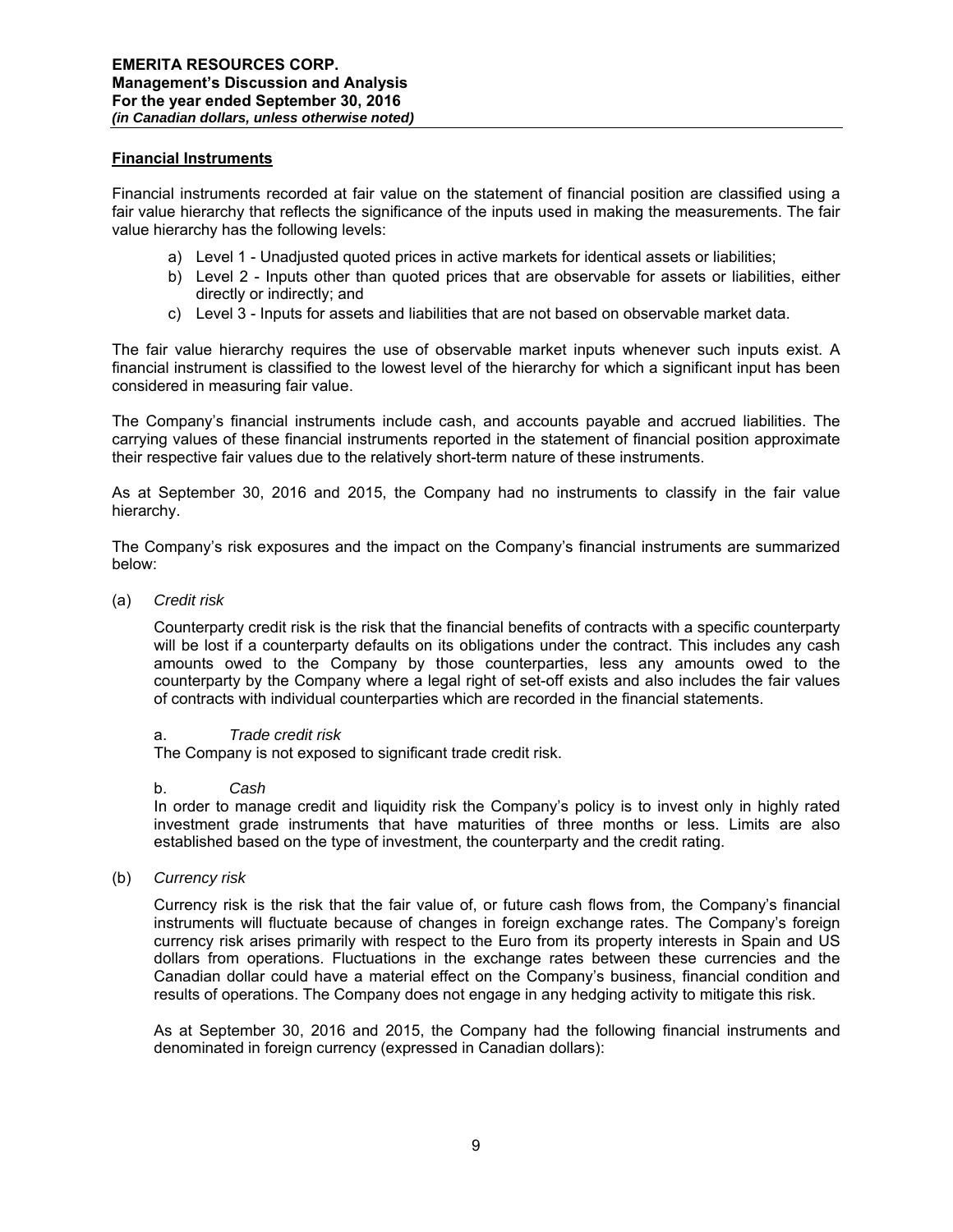## Financial Instruments

Financial instruments recorded at fair value on the statement of financial position are classified using a fair value hierarchy that reflects the significance of the inputs used in making the measurements. The fair value hierarchy has the following levels:

a) Level 1 - Unadjusted quoted prices in active markets for identical assets or liabilities;
b) Level 2 - Inputs other than quoted prices that are observable for assets or liabilities, either directly or indirectly; and
c) Level 3 - Inputs for assets and liabilities that are not based on observable market data.

The fair value hierarchy requires the use of observable market inputs whenever such inputs exist. A financial instrument is classified to the lowest level of the hierarchy for which a significant input has been considered in measuring fair value.

The Company's financial instruments include cash, and accounts payable and accrued liabilities. The carrying values of these financial instruments reported in the statement of financial position approximate their respective fair values due to the relatively short-term nature of these instruments.

As at September 30, 2016 and 2015, the Company had no instruments to classify in the fair value hierarchy.

The Company's risk exposures and the impact on the Company's financial instruments are summarized below:

(a) *Credit risk*

Counterparty credit risk is the risk that the financial benefits of contracts with a specific counterparty will be lost if a counterparty defaults on its obligations under the contract. This includes any cash amounts owed to the Company by those counterparties, less any amounts owed to the counterparty by the Company where a legal right of set-off exists and also includes the fair values of contracts with individual counterparties which are recorded in the financial statements.

a. *Trade credit risk*
The Company is not exposed to significant trade credit risk.

b. *Cash*
In order to manage credit and liquidity risk the Company's policy is to invest only in highly rated investment grade instruments that have maturities of three months or less. Limits are also established based on the type of investment, the counterparty and the credit rating.

(b) *Currency risk*

Currency risk is the risk that the fair value of, or future cash flows from, the Company's financial instruments will fluctuate because of changes in foreign exchange rates. The Company's foreign currency risk arises primarily with respect to the Euro from its property interests in Spain and US dollars from operations. Fluctuations in the exchange rates between these currencies and the Canadian dollar could have a material effect on the Company's business, financial condition and results of operations. The Company does not engage in any hedging activity to mitigate this risk.

As at September 30, 2016 and 2015, the Company had the following financial instruments and denominated in foreign currency (expressed in Canadian dollars):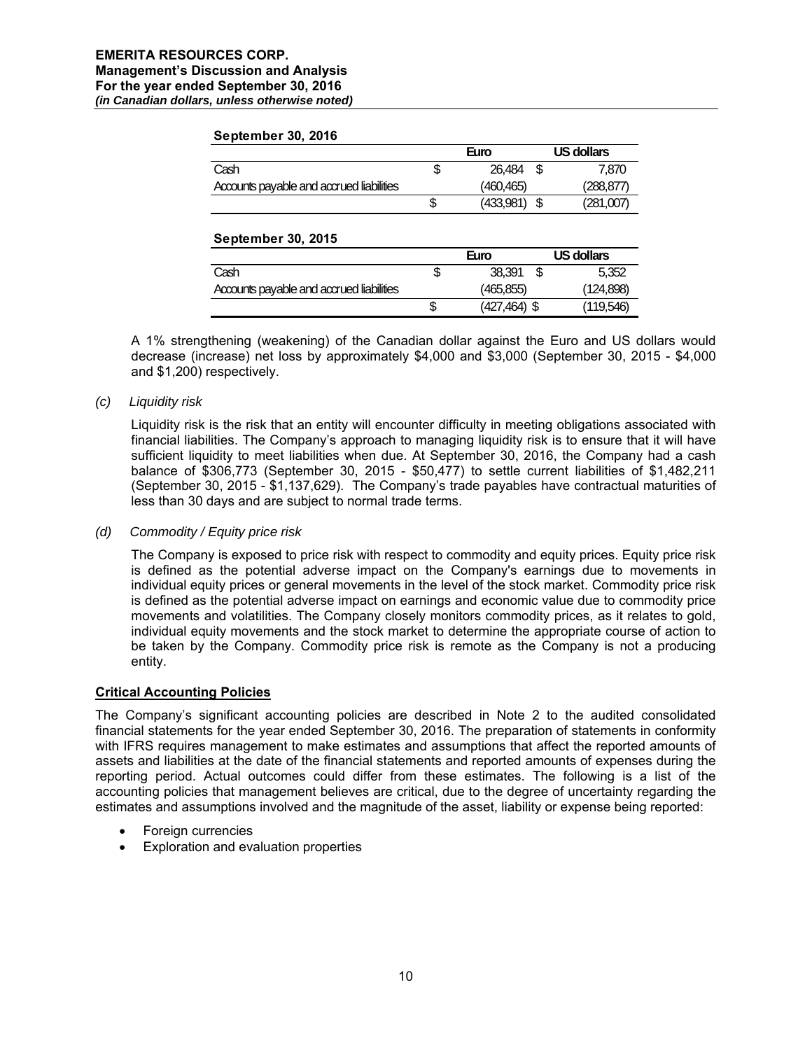**September 30, 2016**

| | Euro | US dollars |
|---|---|---|
| Cash | $ 26,484 | $ 7,870 |
| Accounts payable and accrued liabilities | (460,465) | (288,877) |
| | $ (433,981) | $ (281,007) |

**September 30, 2015**

| | Euro | US dollars |
|---|---|---|
| Cash | $ 38,391 | $ 5,352 |
| Accounts payable and accrued liabilities | (465,855) | (124,898) |
| | $ (427,464) | $ (119,546) |

A 1% strengthening (weakening) of the Canadian dollar against the Euro and US dollars would decrease (increase) net loss by approximately $4,000 and $3,000 (September 30, 2015 - $4,000 and $1,200) respectively.

*(c) Liquidity risk*

Liquidity risk is the risk that an entity will encounter difficulty in meeting obligations associated with financial liabilities. The Company's approach to managing liquidity risk is to ensure that it will have sufficient liquidity to meet liabilities when due. At September 30, 2016, the Company had a cash balance of $306,773 (September 30, 2015 - $50,477) to settle current liabilities of $1,482,211 (September 30, 2015 - $1,137,629). The Company's trade payables have contractual maturities of less than 30 days and are subject to normal trade terms.

*(d) Commodity / Equity price risk*

The Company is exposed to price risk with respect to commodity and equity prices. Equity price risk is defined as the potential adverse impact on the Company's earnings due to movements in individual equity prices or general movements in the level of the stock market. Commodity price risk is defined as the potential adverse impact on earnings and economic value due to commodity price movements and volatilities. The Company closely monitors commodity prices, as it relates to gold, individual equity movements and the stock market to determine the appropriate course of action to be taken by the Company. Commodity price risk is remote as the Company is not a producing entity.

## Critical Accounting Policies

The Company's significant accounting policies are described in Note 2 to the audited consolidated financial statements for the year ended September 30, 2016. The preparation of statements in conformity with IFRS requires management to make estimates and assumptions that affect the reported amounts of assets and liabilities at the date of the financial statements and reported amounts of expenses during the reporting period. Actual outcomes could differ from these estimates. The following is a list of the accounting policies that management believes are critical, due to the degree of uncertainty regarding the estimates and assumptions involved and the magnitude of the asset, liability or expense being reported:

- Foreign currencies
- Exploration and evaluation properties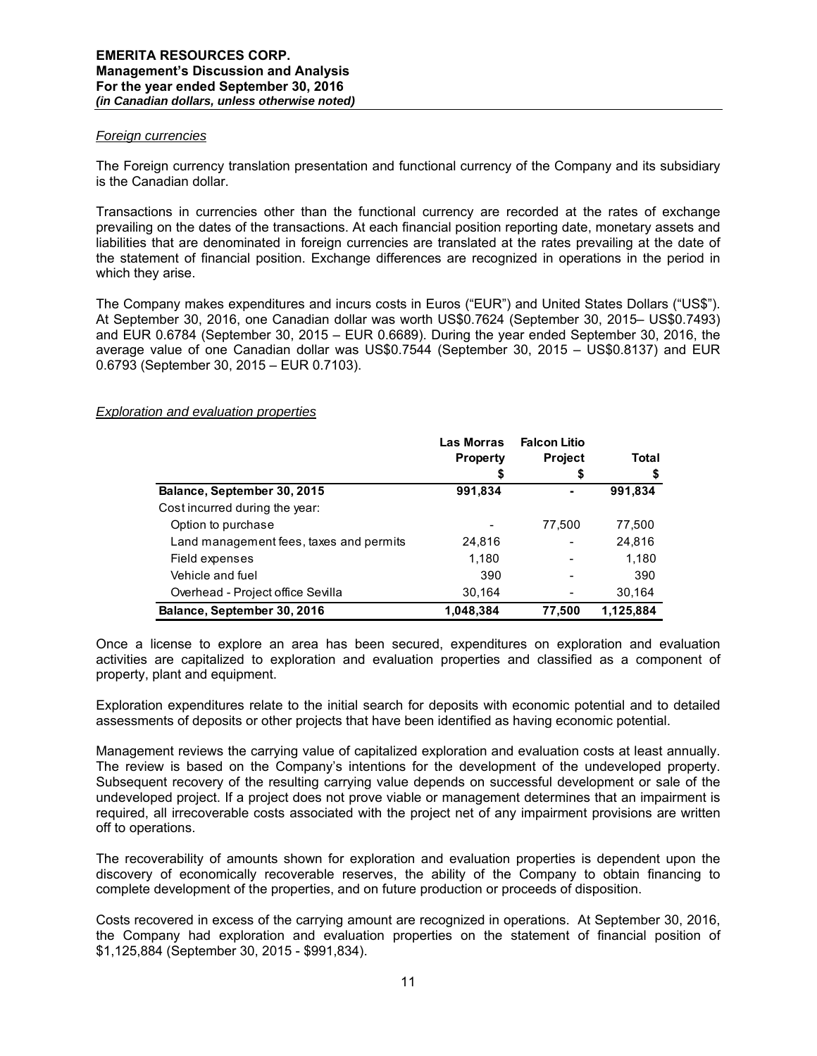### *Foreign currencies*

The Foreign currency translation presentation and functional currency of the Company and its subsidiary is the Canadian dollar.

Transactions in currencies other than the functional currency are recorded at the rates of exchange prevailing on the dates of the transactions. At each financial position reporting date, monetary assets and liabilities that are denominated in foreign currencies are translated at the rates prevailing at the date of the statement of financial position. Exchange differences are recognized in operations in the period in which they arise.

The Company makes expenditures and incurs costs in Euros ("EUR") and United States Dollars ("US$"). At September 30, 2016, one Canadian dollar was worth US$0.7624 (September 30, 2015– US$0.7493) and EUR 0.6784 (September 30, 2015 – EUR 0.6689). During the year ended September 30, 2016, the average value of one Canadian dollar was US$0.7544 (September 30, 2015 – US$0.8137) and EUR 0.6793 (September 30, 2015 – EUR 0.7103).

### *Exploration and evaluation properties*

| | Las Morras Property $ | Falcon Litio Project $ | Total $ |
|---|---|---|---|
| **Balance, September 30, 2015** | **991,834** | **-** | **991,834** |
| Cost incurred during the year: | | | |
| Option to purchase | - | 77,500 | 77,500 |
| Land management fees, taxes and permits | 24,816 | - | 24,816 |
| Field expenses | 1,180 | - | 1,180 |
| Vehicle and fuel | 390 | - | 390 |
| Overhead - Project office Sevilla | 30,164 | - | 30,164 |
| **Balance, September 30, 2016** | **1,048,384** | **77,500** | **1,125,884** |

Once a license to explore an area has been secured, expenditures on exploration and evaluation activities are capitalized to exploration and evaluation properties and classified as a component of property, plant and equipment.

Exploration expenditures relate to the initial search for deposits with economic potential and to detailed assessments of deposits or other projects that have been identified as having economic potential.

Management reviews the carrying value of capitalized exploration and evaluation costs at least annually. The review is based on the Company's intentions for the development of the undeveloped property. Subsequent recovery of the resulting carrying value depends on successful development or sale of the undeveloped project. If a project does not prove viable or management determines that an impairment is required, all irrecoverable costs associated with the project net of any impairment provisions are written off to operations.

The recoverability of amounts shown for exploration and evaluation properties is dependent upon the discovery of economically recoverable reserves, the ability of the Company to obtain financing to complete development of the properties, and on future production or proceeds of disposition.

Costs recovered in excess of the carrying amount are recognized in operations. At September 30, 2016, the Company had exploration and evaluation properties on the statement of financial position of $1,125,884 (September 30, 2015 - $991,834).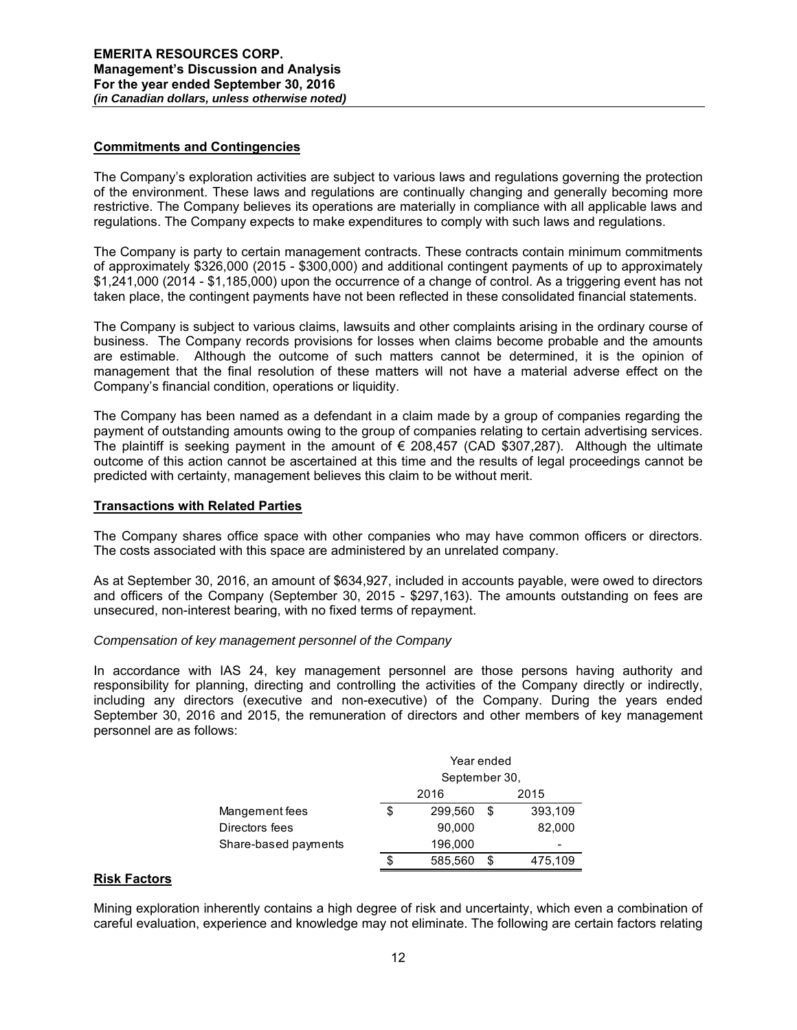## Commitments and Contingencies

The Company's exploration activities are subject to various laws and regulations governing the protection of the environment. These laws and regulations are continually changing and generally becoming more restrictive. The Company believes its operations are materially in compliance with all applicable laws and regulations. The Company expects to make expenditures to comply with such laws and regulations.

The Company is party to certain management contracts. These contracts contain minimum commitments of approximately $326,000 (2015 - $300,000) and additional contingent payments of up to approximately $1,241,000 (2014 - $1,185,000) upon the occurrence of a change of control. As a triggering event has not taken place, the contingent payments have not been reflected in these consolidated financial statements.

The Company is subject to various claims, lawsuits and other complaints arising in the ordinary course of business. The Company records provisions for losses when claims become probable and the amounts are estimable. Although the outcome of such matters cannot be determined, it is the opinion of management that the final resolution of these matters will not have a material adverse effect on the Company's financial condition, operations or liquidity.

The Company has been named as a defendant in a claim made by a group of companies regarding the payment of outstanding amounts owing to the group of companies relating to certain advertising services. The plaintiff is seeking payment in the amount of € 208,457 (CAD $307,287). Although the ultimate outcome of this action cannot be ascertained at this time and the results of legal proceedings cannot be predicted with certainty, management believes this claim to be without merit.

## Transactions with Related Parties

The Company shares office space with other companies who may have common officers or directors. The costs associated with this space are administered by an unrelated company.

As at September 30, 2016, an amount of $634,927, included in accounts payable, were owed to directors and officers of the Company (September 30, 2015 - $297,163). The amounts outstanding on fees are unsecured, non-interest bearing, with no fixed terms of repayment.

*Compensation of key management personnel of the Company*

In accordance with IAS 24, key management personnel are those persons having authority and responsibility for planning, directing and controlling the activities of the Company directly or indirectly, including any directors (executive and non-executive) of the Company. During the years ended September 30, 2016 and 2015, the remuneration of directors and other members of key management personnel are as follows:

| | Year ended September 30, | |
|---|---|---|
| | 2016 | 2015 |
| Mangement fees | $ 299,560 | $ 393,109 |
| Directors fees | 90,000 | 82,000 |
| Share-based payments | 196,000 | - |
| | $ 585,560 | $ 475,109 |

## Risk Factors

Mining exploration inherently contains a high degree of risk and uncertainty, which even a combination of careful evaluation, experience and knowledge may not eliminate. The following are certain factors relating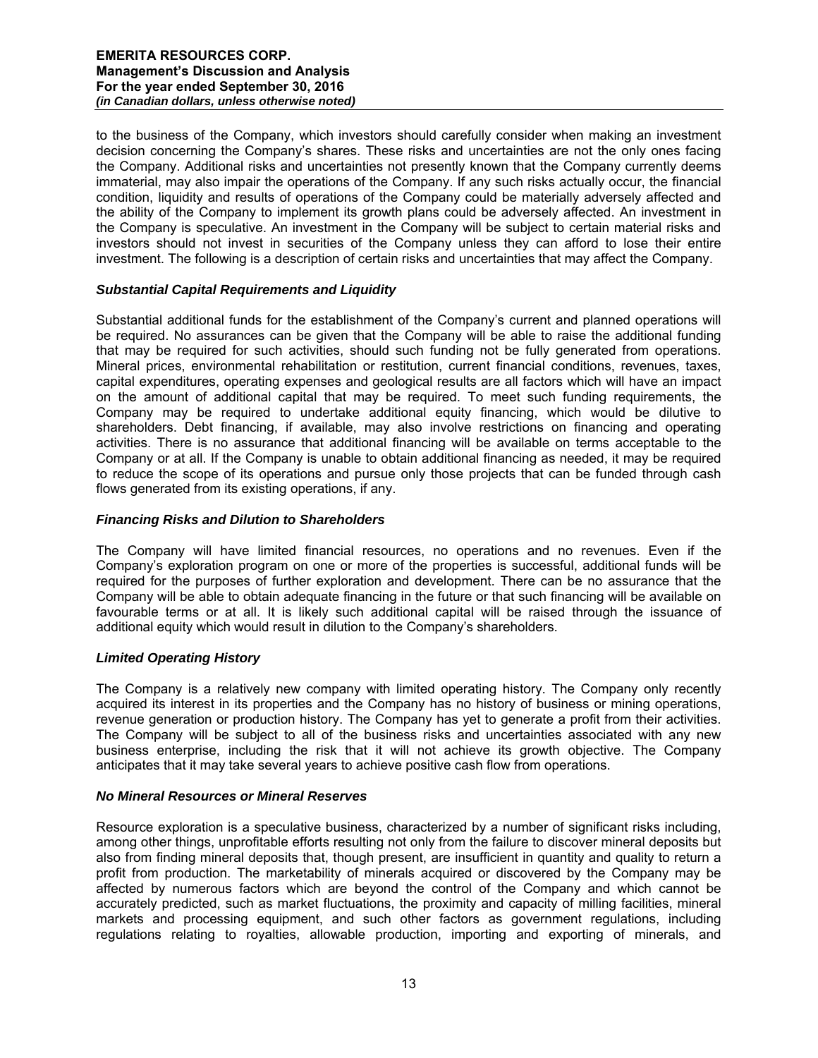to the business of the Company, which investors should carefully consider when making an investment decision concerning the Company's shares. These risks and uncertainties are not the only ones facing the Company. Additional risks and uncertainties not presently known that the Company currently deems immaterial, may also impair the operations of the Company. If any such risks actually occur, the financial condition, liquidity and results of operations of the Company could be materially adversely affected and the ability of the Company to implement its growth plans could be adversely affected. An investment in the Company is speculative. An investment in the Company will be subject to certain material risks and investors should not invest in securities of the Company unless they can afford to lose their entire investment. The following is a description of certain risks and uncertainties that may affect the Company.

### *Substantial Capital Requirements and Liquidity*

Substantial additional funds for the establishment of the Company's current and planned operations will be required. No assurances can be given that the Company will be able to raise the additional funding that may be required for such activities, should such funding not be fully generated from operations. Mineral prices, environmental rehabilitation or restitution, current financial conditions, revenues, taxes, capital expenditures, operating expenses and geological results are all factors which will have an impact on the amount of additional capital that may be required. To meet such funding requirements, the Company may be required to undertake additional equity financing, which would be dilutive to shareholders. Debt financing, if available, may also involve restrictions on financing and operating activities. There is no assurance that additional financing will be available on terms acceptable to the Company or at all. If the Company is unable to obtain additional financing as needed, it may be required to reduce the scope of its operations and pursue only those projects that can be funded through cash flows generated from its existing operations, if any.

### *Financing Risks and Dilution to Shareholders*

The Company will have limited financial resources, no operations and no revenues. Even if the Company's exploration program on one or more of the properties is successful, additional funds will be required for the purposes of further exploration and development. There can be no assurance that the Company will be able to obtain adequate financing in the future or that such financing will be available on favourable terms or at all. It is likely such additional capital will be raised through the issuance of additional equity which would result in dilution to the Company's shareholders.

### *Limited Operating History*

The Company is a relatively new company with limited operating history. The Company only recently acquired its interest in its properties and the Company has no history of business or mining operations, revenue generation or production history. The Company has yet to generate a profit from their activities. The Company will be subject to all of the business risks and uncertainties associated with any new business enterprise, including the risk that it will not achieve its growth objective. The Company anticipates that it may take several years to achieve positive cash flow from operations.

### *No Mineral Resources or Mineral Reserves*

Resource exploration is a speculative business, characterized by a number of significant risks including, among other things, unprofitable efforts resulting not only from the failure to discover mineral deposits but also from finding mineral deposits that, though present, are insufficient in quantity and quality to return a profit from production. The marketability of minerals acquired or discovered by the Company may be affected by numerous factors which are beyond the control of the Company and which cannot be accurately predicted, such as market fluctuations, the proximity and capacity of milling facilities, mineral markets and processing equipment, and such other factors as government regulations, including regulations relating to royalties, allowable production, importing and exporting of minerals, and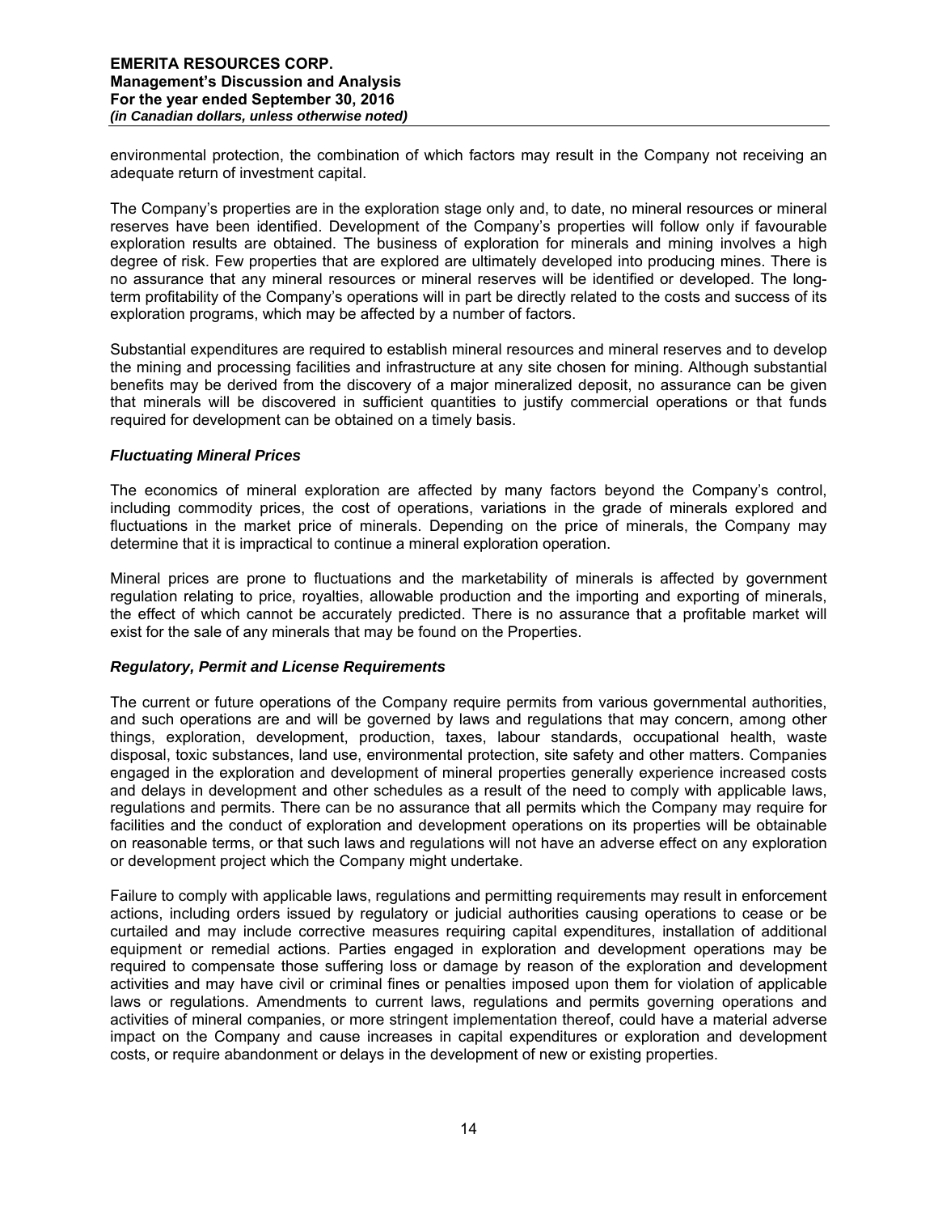environmental protection, the combination of which factors may result in the Company not receiving an adequate return of investment capital.

The Company's properties are in the exploration stage only and, to date, no mineral resources or mineral reserves have been identified. Development of the Company's properties will follow only if favourable exploration results are obtained. The business of exploration for minerals and mining involves a high degree of risk. Few properties that are explored are ultimately developed into producing mines. There is no assurance that any mineral resources or mineral reserves will be identified or developed. The long-term profitability of the Company's operations will in part be directly related to the costs and success of its exploration programs, which may be affected by a number of factors.

Substantial expenditures are required to establish mineral resources and mineral reserves and to develop the mining and processing facilities and infrastructure at any site chosen for mining. Although substantial benefits may be derived from the discovery of a major mineralized deposit, no assurance can be given that minerals will be discovered in sufficient quantities to justify commercial operations or that funds required for development can be obtained on a timely basis.

### *Fluctuating Mineral Prices*

The economics of mineral exploration are affected by many factors beyond the Company's control, including commodity prices, the cost of operations, variations in the grade of minerals explored and fluctuations in the market price of minerals. Depending on the price of minerals, the Company may determine that it is impractical to continue a mineral exploration operation.

Mineral prices are prone to fluctuations and the marketability of minerals is affected by government regulation relating to price, royalties, allowable production and the importing and exporting of minerals, the effect of which cannot be accurately predicted. There is no assurance that a profitable market will exist for the sale of any minerals that may be found on the Properties.

### *Regulatory, Permit and License Requirements*

The current or future operations of the Company require permits from various governmental authorities, and such operations are and will be governed by laws and regulations that may concern, among other things, exploration, development, production, taxes, labour standards, occupational health, waste disposal, toxic substances, land use, environmental protection, site safety and other matters. Companies engaged in the exploration and development of mineral properties generally experience increased costs and delays in development and other schedules as a result of the need to comply with applicable laws, regulations and permits. There can be no assurance that all permits which the Company may require for facilities and the conduct of exploration and development operations on its properties will be obtainable on reasonable terms, or that such laws and regulations will not have an adverse effect on any exploration or development project which the Company might undertake.

Failure to comply with applicable laws, regulations and permitting requirements may result in enforcement actions, including orders issued by regulatory or judicial authorities causing operations to cease or be curtailed and may include corrective measures requiring capital expenditures, installation of additional equipment or remedial actions. Parties engaged in exploration and development operations may be required to compensate those suffering loss or damage by reason of the exploration and development activities and may have civil or criminal fines or penalties imposed upon them for violation of applicable laws or regulations. Amendments to current laws, regulations and permits governing operations and activities of mineral companies, or more stringent implementation thereof, could have a material adverse impact on the Company and cause increases in capital expenditures or exploration and development costs, or require abandonment or delays in the development of new or existing properties.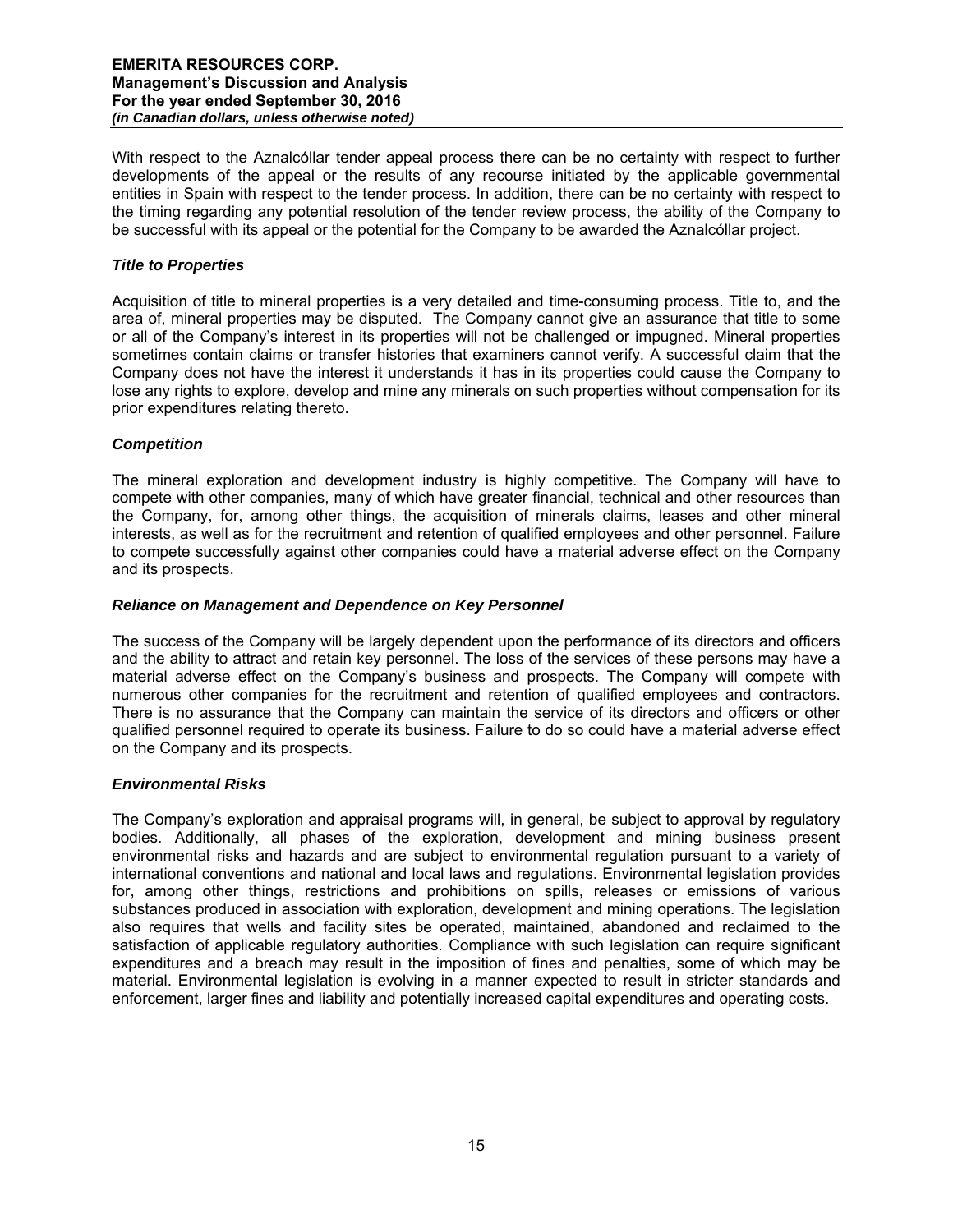With respect to the Aznalcóllar tender appeal process there can be no certainty with respect to further developments of the appeal or the results of any recourse initiated by the applicable governmental entities in Spain with respect to the tender process. In addition, there can be no certainty with respect to the timing regarding any potential resolution of the tender review process, the ability of the Company to be successful with its appeal or the potential for the Company to be awarded the Aznalcóllar project.

### *Title to Properties*

Acquisition of title to mineral properties is a very detailed and time-consuming process. Title to, and the area of, mineral properties may be disputed. The Company cannot give an assurance that title to some or all of the Company's interest in its properties will not be challenged or impugned. Mineral properties sometimes contain claims or transfer histories that examiners cannot verify. A successful claim that the Company does not have the interest it understands it has in its properties could cause the Company to lose any rights to explore, develop and mine any minerals on such properties without compensation for its prior expenditures relating thereto.

### *Competition*

The mineral exploration and development industry is highly competitive. The Company will have to compete with other companies, many of which have greater financial, technical and other resources than the Company, for, among other things, the acquisition of minerals claims, leases and other mineral interests, as well as for the recruitment and retention of qualified employees and other personnel. Failure to compete successfully against other companies could have a material adverse effect on the Company and its prospects.

### *Reliance on Management and Dependence on Key Personnel*

The success of the Company will be largely dependent upon the performance of its directors and officers and the ability to attract and retain key personnel. The loss of the services of these persons may have a material adverse effect on the Company's business and prospects. The Company will compete with numerous other companies for the recruitment and retention of qualified employees and contractors. There is no assurance that the Company can maintain the service of its directors and officers or other qualified personnel required to operate its business. Failure to do so could have a material adverse effect on the Company and its prospects.

### *Environmental Risks*

The Company's exploration and appraisal programs will, in general, be subject to approval by regulatory bodies. Additionally, all phases of the exploration, development and mining business present environmental risks and hazards and are subject to environmental regulation pursuant to a variety of international conventions and national and local laws and regulations. Environmental legislation provides for, among other things, restrictions and prohibitions on spills, releases or emissions of various substances produced in association with exploration, development and mining operations. The legislation also requires that wells and facility sites be operated, maintained, abandoned and reclaimed to the satisfaction of applicable regulatory authorities. Compliance with such legislation can require significant expenditures and a breach may result in the imposition of fines and penalties, some of which may be material. Environmental legislation is evolving in a manner expected to result in stricter standards and enforcement, larger fines and liability and potentially increased capital expenditures and operating costs.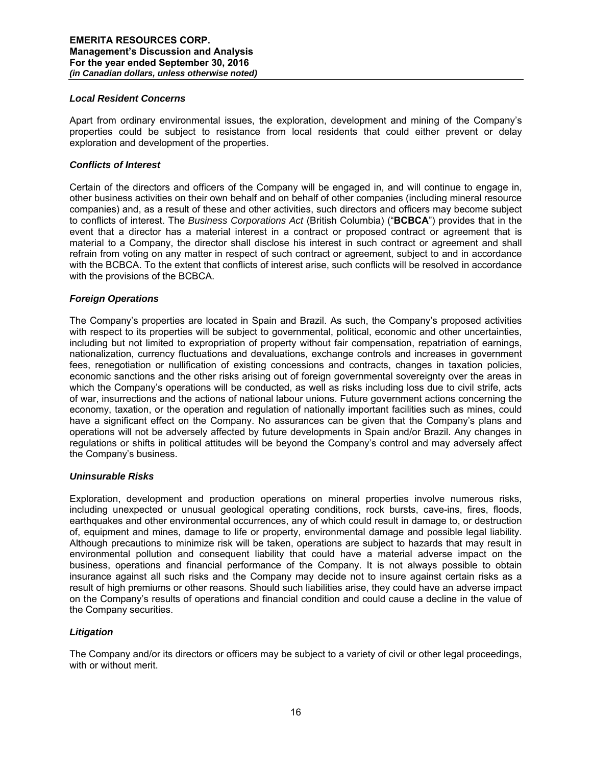### *Local Resident Concerns*

Apart from ordinary environmental issues, the exploration, development and mining of the Company's properties could be subject to resistance from local residents that could either prevent or delay exploration and development of the properties.

### *Conflicts of Interest*

Certain of the directors and officers of the Company will be engaged in, and will continue to engage in, other business activities on their own behalf and on behalf of other companies (including mineral resource companies) and, as a result of these and other activities, such directors and officers may become subject to conflicts of interest. The *Business Corporations Act* (British Columbia) ("**BCBCA**") provides that in the event that a director has a material interest in a contract or proposed contract or agreement that is material to a Company, the director shall disclose his interest in such contract or agreement and shall refrain from voting on any matter in respect of such contract or agreement, subject to and in accordance with the BCBCA. To the extent that conflicts of interest arise, such conflicts will be resolved in accordance with the provisions of the BCBCA.

### *Foreign Operations*

The Company's properties are located in Spain and Brazil. As such, the Company's proposed activities with respect to its properties will be subject to governmental, political, economic and other uncertainties, including but not limited to expropriation of property without fair compensation, repatriation of earnings, nationalization, currency fluctuations and devaluations, exchange controls and increases in government fees, renegotiation or nullification of existing concessions and contracts, changes in taxation policies, economic sanctions and the other risks arising out of foreign governmental sovereignty over the areas in which the Company's operations will be conducted, as well as risks including loss due to civil strife, acts of war, insurrections and the actions of national labour unions. Future government actions concerning the economy, taxation, or the operation and regulation of nationally important facilities such as mines, could have a significant effect on the Company. No assurances can be given that the Company's plans and operations will not be adversely affected by future developments in Spain and/or Brazil. Any changes in regulations or shifts in political attitudes will be beyond the Company's control and may adversely affect the Company's business.

### *Uninsurable Risks*

Exploration, development and production operations on mineral properties involve numerous risks, including unexpected or unusual geological operating conditions, rock bursts, cave-ins, fires, floods, earthquakes and other environmental occurrences, any of which could result in damage to, or destruction of, equipment and mines, damage to life or property, environmental damage and possible legal liability. Although precautions to minimize risk will be taken, operations are subject to hazards that may result in environmental pollution and consequent liability that could have a material adverse impact on the business, operations and financial performance of the Company. It is not always possible to obtain insurance against all such risks and the Company may decide not to insure against certain risks as a result of high premiums or other reasons. Should such liabilities arise, they could have an adverse impact on the Company's results of operations and financial condition and could cause a decline in the value of the Company securities.

### *Litigation*

The Company and/or its directors or officers may be subject to a variety of civil or other legal proceedings, with or without merit.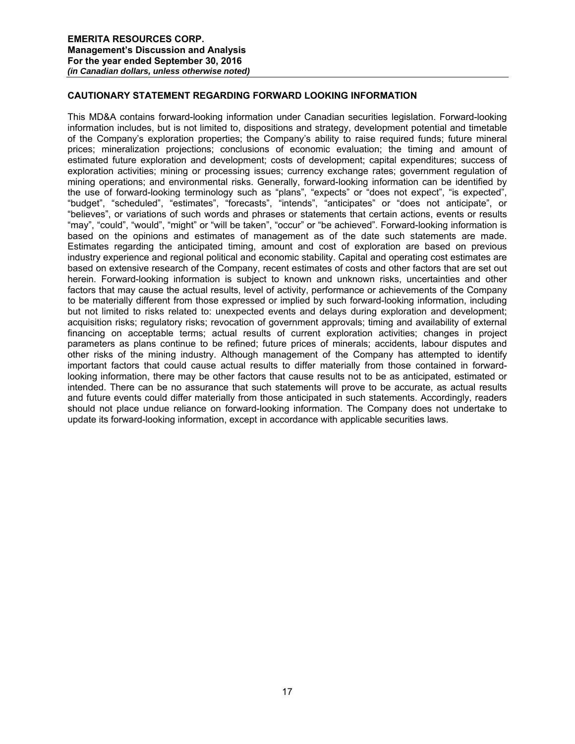## CAUTIONARY STATEMENT REGARDING FORWARD LOOKING INFORMATION

This MD&A contains forward-looking information under Canadian securities legislation. Forward-looking information includes, but is not limited to, dispositions and strategy, development potential and timetable of the Company's exploration properties; the Company's ability to raise required funds; future mineral prices; mineralization projections; conclusions of economic evaluation; the timing and amount of estimated future exploration and development; costs of development; capital expenditures; success of exploration activities; mining or processing issues; currency exchange rates; government regulation of mining operations; and environmental risks. Generally, forward-looking information can be identified by the use of forward-looking terminology such as "plans", "expects" or "does not expect", "is expected", "budget", "scheduled", "estimates", "forecasts", "intends", "anticipates" or "does not anticipate", or "believes", or variations of such words and phrases or statements that certain actions, events or results "may", "could", "would", "might" or "will be taken", "occur" or "be achieved". Forward-looking information is based on the opinions and estimates of management as of the date such statements are made. Estimates regarding the anticipated timing, amount and cost of exploration are based on previous industry experience and regional political and economic stability. Capital and operating cost estimates are based on extensive research of the Company, recent estimates of costs and other factors that are set out herein. Forward-looking information is subject to known and unknown risks, uncertainties and other factors that may cause the actual results, level of activity, performance or achievements of the Company to be materially different from those expressed or implied by such forward-looking information, including but not limited to risks related to: unexpected events and delays during exploration and development; acquisition risks; regulatory risks; revocation of government approvals; timing and availability of external financing on acceptable terms; actual results of current exploration activities; changes in project parameters as plans continue to be refined; future prices of minerals; accidents, labour disputes and other risks of the mining industry. Although management of the Company has attempted to identify important factors that could cause actual results to differ materially from those contained in forward-looking information, there may be other factors that cause results not to be as anticipated, estimated or intended. There can be no assurance that such statements will prove to be accurate, as actual results and future events could differ materially from those anticipated in such statements. Accordingly, readers should not place undue reliance on forward-looking information. The Company does not undertake to update its forward-looking information, except in accordance with applicable securities laws.